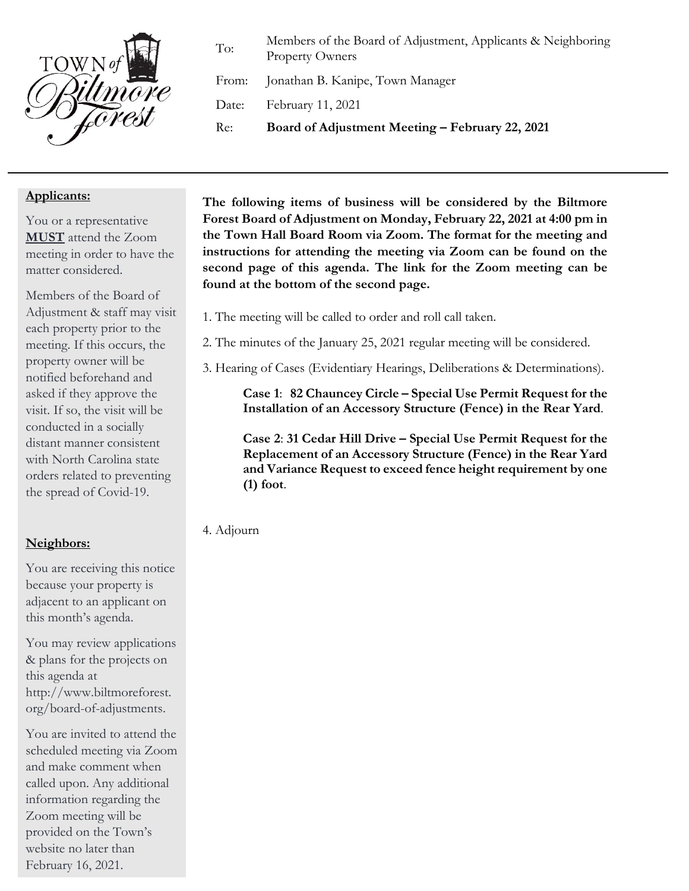TOWN of Biltmore Forest

| | |
|---|---|
| To: | Members of the Board of Adjustment, Applicants & Neighboring Property Owners |
| From: | Jonathan B. Kanipe, Town Manager |
| Date: | February 11, 2021 |
| Re: | **Board of Adjustment Meeting – February 22, 2021** |

---

**The following items of business will be considered by the Biltmore Forest Board of Adjustment on Monday, February 22, 2021 at 4:00 pm in the Town Hall Board Room via Zoom. The format for the meeting and instructions for attending the meeting via Zoom can be found on the second page of this agenda. The link for the Zoom meeting can be found at the bottom of the second page.**

1. The meeting will be called to order and roll call taken.

2. The minutes of the January 25, 2021 regular meeting will be considered.

3. Hearing of Cases (Evidentiary Hearings, Deliberations & Determinations).

   **Case 1**: **82 Chauncey Circle – Special Use Permit Request for the Installation of an Accessory Structure (Fence) in the Rear Yard**.

   **Case 2**: **31 Cedar Hill Drive – Special Use Permit Request for the Replacement of an Accessory Structure (Fence) in the Rear Yard and Variance Request to exceed fence height requirement by one (1) foot**.

4. Adjourn

**Applicants:**

You or a representative **MUST** attend the Zoom meeting in order to have the matter considered.

Members of the Board of Adjustment & staff may visit each property prior to the meeting. If this occurs, the property owner will be notified beforehand and asked if they approve the visit. If so, the visit will be conducted in a socially distant manner consistent with North Carolina state orders related to preventing the spread of Covid-19.

**Neighbors:**

You are receiving this notice because your property is adjacent to an applicant on this month's agenda.

You may review applications & plans for the projects on this agenda at http://www.biltmoreforest.org/board-of-adjustments.

You are invited to attend the scheduled meeting via Zoom and make comment when called upon. Any additional information regarding the Zoom meeting will be provided on the Town's website no later than February 16, 2021.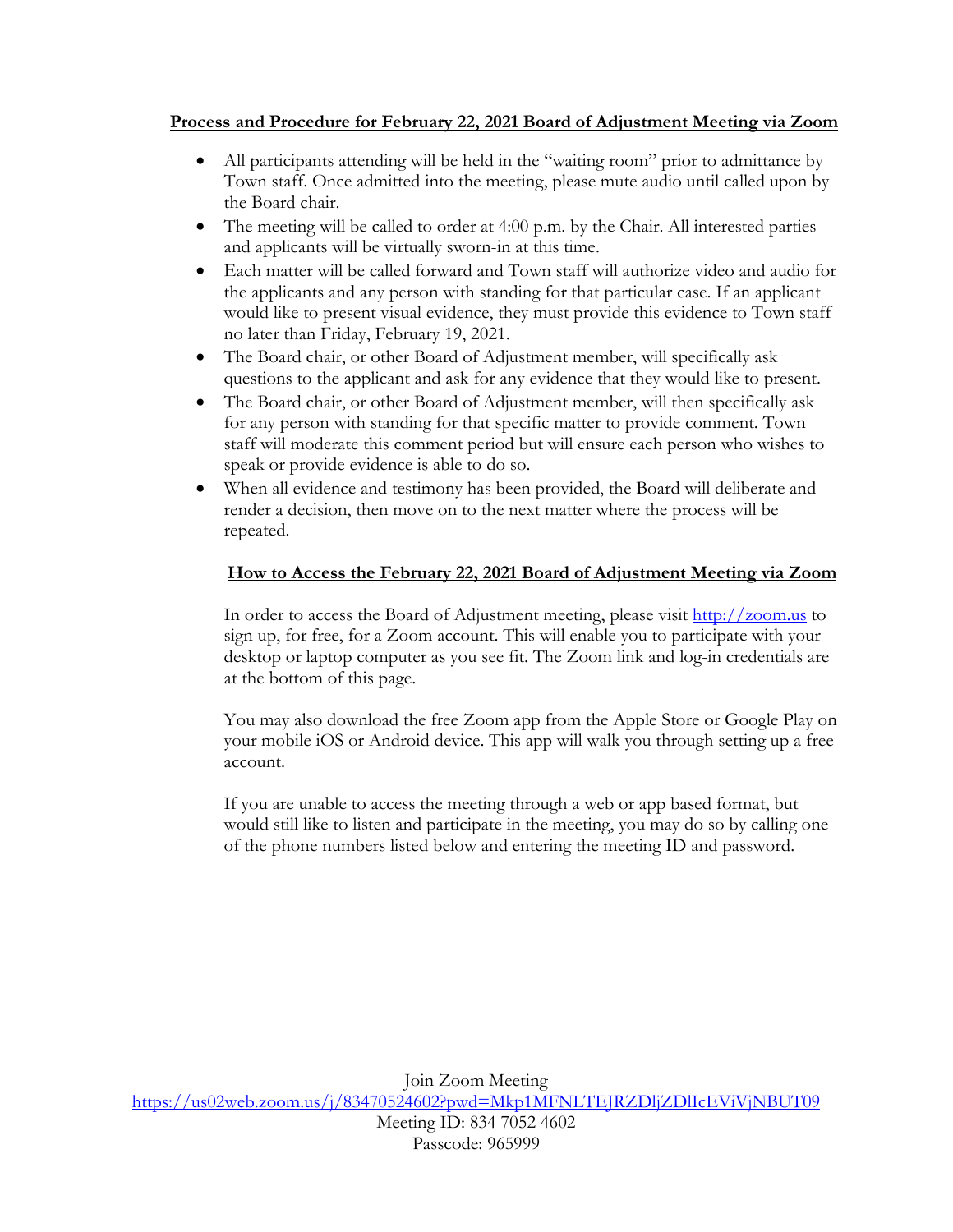**Process and Procedure for February 22, 2021 Board of Adjustment Meeting via Zoom**

- All participants attending will be held in the "waiting room" prior to admittance by Town staff. Once admitted into the meeting, please mute audio until called upon by the Board chair.
- The meeting will be called to order at 4:00 p.m. by the Chair. All interested parties and applicants will be virtually sworn-in at this time.
- Each matter will be called forward and Town staff will authorize video and audio for the applicants and any person with standing for that particular case. If an applicant would like to present visual evidence, they must provide this evidence to Town staff no later than Friday, February 19, 2021.
- The Board chair, or other Board of Adjustment member, will specifically ask questions to the applicant and ask for any evidence that they would like to present.
- The Board chair, or other Board of Adjustment member, will then specifically ask for any person with standing for that specific matter to provide comment. Town staff will moderate this comment period but will ensure each person who wishes to speak or provide evidence is able to do so.
- When all evidence and testimony has been provided, the Board will deliberate and render a decision, then move on to the next matter where the process will be repeated.

**How to Access the February 22, 2021 Board of Adjustment Meeting via Zoom**

In order to access the Board of Adjustment meeting, please visit http://zoom.us to sign up, for free, for a Zoom account. This will enable you to participate with your desktop or laptop computer as you see fit. The Zoom link and log-in credentials are at the bottom of this page.

You may also download the free Zoom app from the Apple Store or Google Play on your mobile iOS or Android device. This app will walk you through setting up a free account.

If you are unable to access the meeting through a web or app based format, but would still like to listen and participate in the meeting, you may do so by calling one of the phone numbers listed below and entering the meeting ID and password.

Join Zoom Meeting
https://us02web.zoom.us/j/83470524602?pwd=Mkp1MFNLTEJRZDljZDlIcEViVjNBUT09
Meeting ID: 834 7052 4602
Passcode: 965999